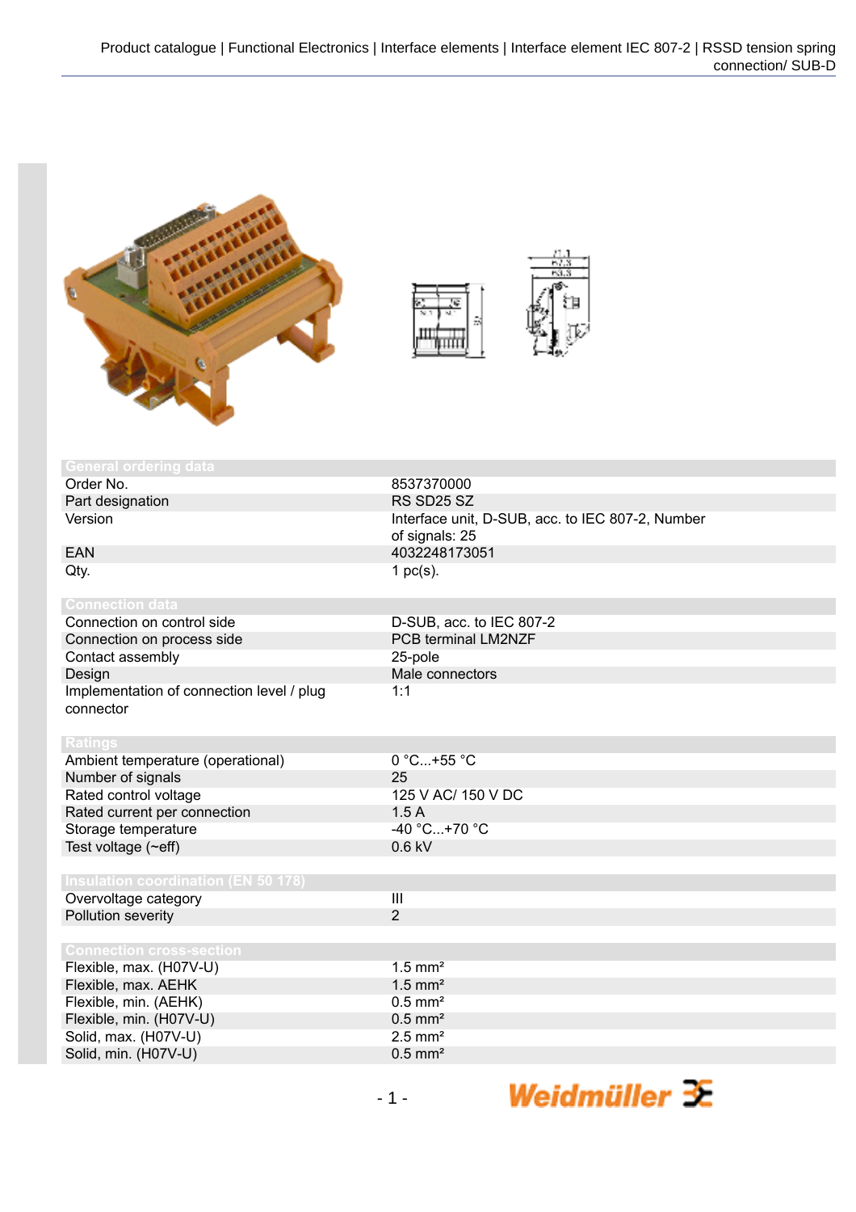## General ordering data

| | |
|---|---|
| Order No. | 8537370000 |
| Part designation | RS SD25 SZ |
| Version | Interface unit, D-SUB, acc. to IEC 807-2, Number of signals: 25 |
| EAN | 4032248173051 |
| Qty. | 1 pc(s). |

## Connection data

| | |
|---|---|
| Connection on control side | D-SUB, acc. to IEC 807-2 |
| Connection on process side | PCB terminal LM2NZF |
| Contact assembly | 25-pole |
| Design | Male connectors |
| Implementation of connection level / plug connector | 1:1 |

## Ratings

| | |
|---|---|
| Ambient temperature (operational) | 0 °C...+55 °C |
| Number of signals | 25 |
| Rated control voltage | 125 V AC/ 150 V DC |
| Rated current per connection | 1.5 A |
| Storage temperature | -40 °C...+70 °C |
| Test voltage (~eff) | 0.6 kV |

## Insulation coordination (EN 50 178)

| | |
|---|---|
| Overvoltage category | III |
| Pollution severity | 2 |

## Connection cross-section

| | |
|---|---|
| Flexible, max. (H07V-U) | 1.5 mm² |
| Flexible, max. AEHK | 1.5 mm² |
| Flexible, min. (AEHK) | 0.5 mm² |
| Flexible, min. (H07V-U) | 0.5 mm² |
| Solid, max. (H07V-U) | 2.5 mm² |
| Solid, min. (H07V-U) | 0.5 mm² |

Weidmüller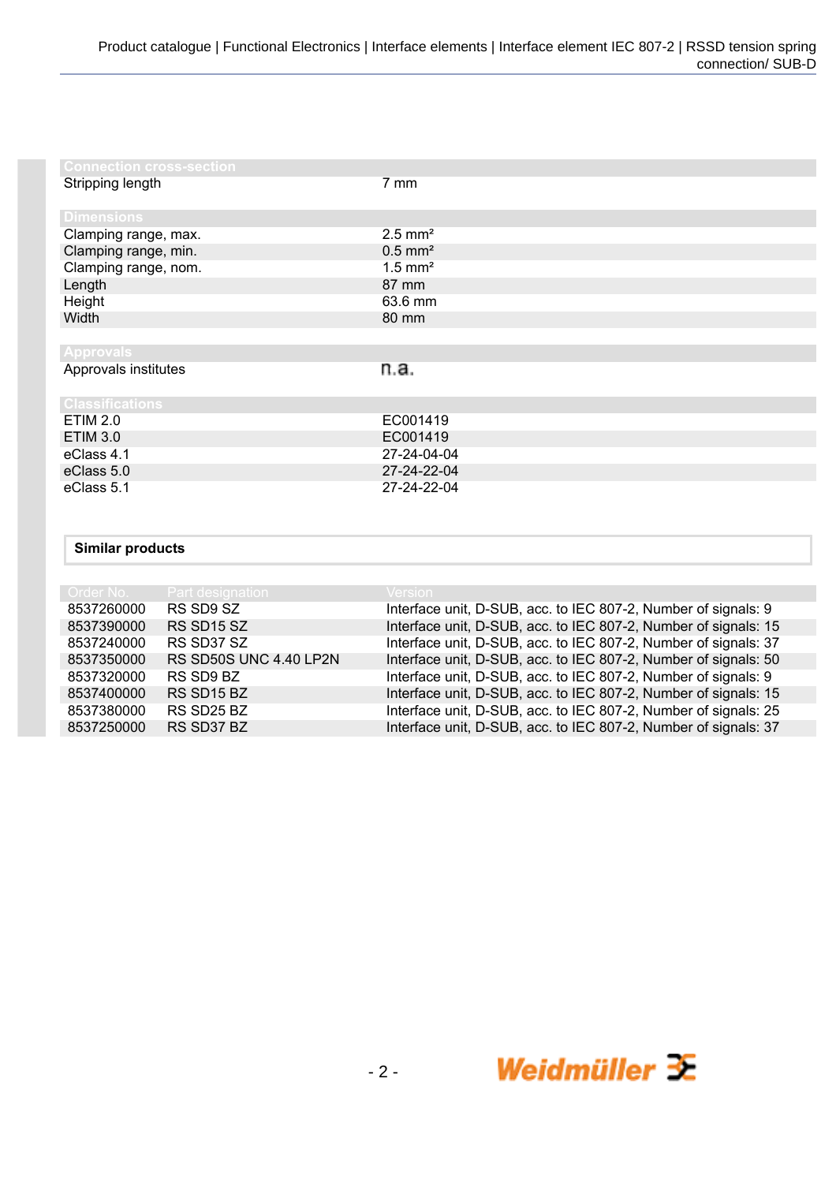| Connection cross-section | |
|---|---|
| Stripping length | 7 mm |

| Dimensions | |
|---|---|
| Clamping range, max. | 2.5 mm² |
| Clamping range, min. | 0.5 mm² |
| Clamping range, nom. | 1.5 mm² |
| Length | 87 mm |
| Height | 63.6 mm |
| Width | 80 mm |

| Approvals | |
|---|---|
| Approvals institutes | n.a. |

| Classifications | |
|---|---|
| ETIM 2.0 | EC001419 |
| ETIM 3.0 | EC001419 |
| eClass 4.1 | 27-24-04-04 |
| eClass 5.0 | 27-24-22-04 |
| eClass 5.1 | 27-24-22-04 |

**Similar products**

| Order No. | Part designation | Version |
|---|---|---|
| 8537260000 | RS SD9 SZ | Interface unit, D-SUB, acc. to IEC 807-2, Number of signals: 9 |
| 8537390000 | RS SD15 SZ | Interface unit, D-SUB, acc. to IEC 807-2, Number of signals: 15 |
| 8537240000 | RS SD37 SZ | Interface unit, D-SUB, acc. to IEC 807-2, Number of signals: 37 |
| 8537350000 | RS SD50S UNC 4.40 LP2N | Interface unit, D-SUB, acc. to IEC 807-2, Number of signals: 50 |
| 8537320000 | RS SD9 BZ | Interface unit, D-SUB, acc. to IEC 807-2, Number of signals: 9 |
| 8537400000 | RS SD15 BZ | Interface unit, D-SUB, acc. to IEC 807-2, Number of signals: 15 |
| 8537380000 | RS SD25 BZ | Interface unit, D-SUB, acc. to IEC 807-2, Number of signals: 25 |
| 8537250000 | RS SD37 BZ | Interface unit, D-SUB, acc. to IEC 807-2, Number of signals: 37 |